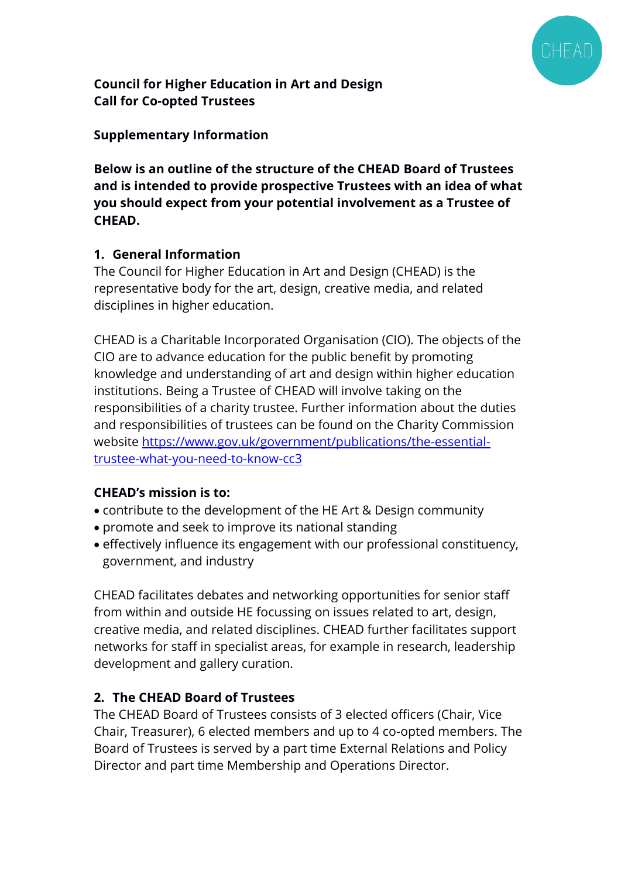**Council for Higher Education in Art and Design**
**Call for Co-opted Trustees**

**Supplementary Information**

**Below is an outline of the structure of the CHEAD Board of Trustees and is intended to provide prospective Trustees with an idea of what you should expect from your potential involvement as a Trustee of CHEAD.**

## 1. General Information

The Council for Higher Education in Art and Design (CHEAD) is the representative body for the art, design, creative media, and related disciplines in higher education.

CHEAD is a Charitable Incorporated Organisation (CIO). The objects of the CIO are to advance education for the public benefit by promoting knowledge and understanding of art and design within higher education institutions. Being a Trustee of CHEAD will involve taking on the responsibilities of a charity trustee. Further information about the duties and responsibilities of trustees can be found on the Charity Commission website https://www.gov.uk/government/publications/the-essential-trustee-what-you-need-to-know-cc3

**CHEAD's mission is to:**

- contribute to the development of the HE Art & Design community
- promote and seek to improve its national standing
- effectively influence its engagement with our professional constituency, government, and industry

CHEAD facilitates debates and networking opportunities for senior staff from within and outside HE focussing on issues related to art, design, creative media, and related disciplines. CHEAD further facilitates support networks for staff in specialist areas, for example in research, leadership development and gallery curation.

## 2. The CHEAD Board of Trustees

The CHEAD Board of Trustees consists of 3 elected officers (Chair, Vice Chair, Treasurer), 6 elected members and up to 4 co-opted members. The Board of Trustees is served by a part time External Relations and Policy Director and part time Membership and Operations Director.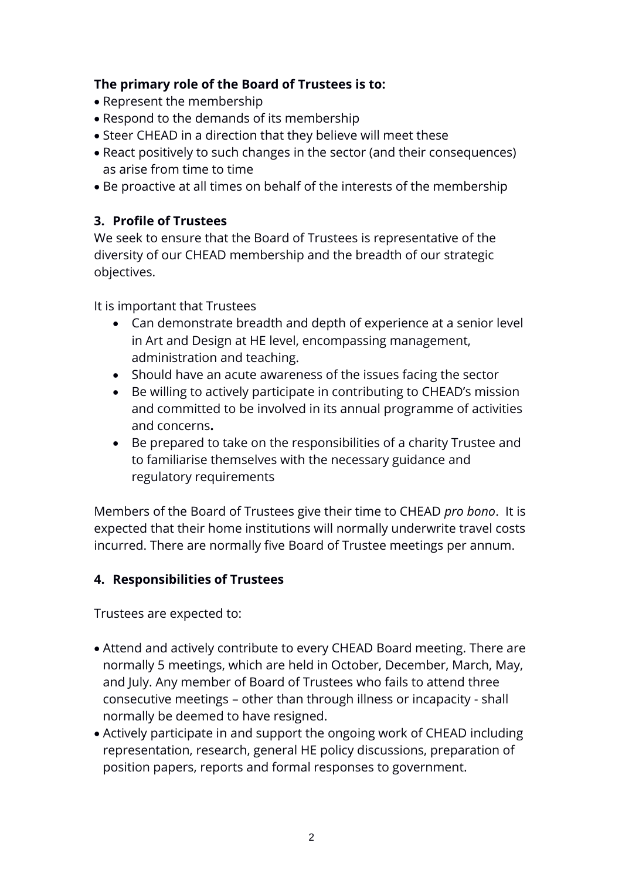**The primary role of the Board of Trustees is to:**

- Represent the membership
- Respond to the demands of its membership
- Steer CHEAD in a direction that they believe will meet these
- React positively to such changes in the sector (and their consequences) as arise from time to time
- Be proactive at all times on behalf of the interests of the membership

## 3. Profile of Trustees

We seek to ensure that the Board of Trustees is representative of the diversity of our CHEAD membership and the breadth of our strategic objectives.

It is important that Trustees

- Can demonstrate breadth and depth of experience at a senior level in Art and Design at HE level, encompassing management, administration and teaching.
- Should have an acute awareness of the issues facing the sector
- Be willing to actively participate in contributing to CHEAD's mission and committed to be involved in its annual programme of activities and concerns**.**
- Be prepared to take on the responsibilities of a charity Trustee and to familiarise themselves with the necessary guidance and regulatory requirements

Members of the Board of Trustees give their time to CHEAD *pro bono*. It is expected that their home institutions will normally underwrite travel costs incurred. There are normally five Board of Trustee meetings per annum.

## 4. Responsibilities of Trustees

Trustees are expected to:

- Attend and actively contribute to every CHEAD Board meeting. There are normally 5 meetings, which are held in October, December, March, May, and July. Any member of Board of Trustees who fails to attend three consecutive meetings – other than through illness or incapacity - shall normally be deemed to have resigned.
- Actively participate in and support the ongoing work of CHEAD including representation, research, general HE policy discussions, preparation of position papers, reports and formal responses to government.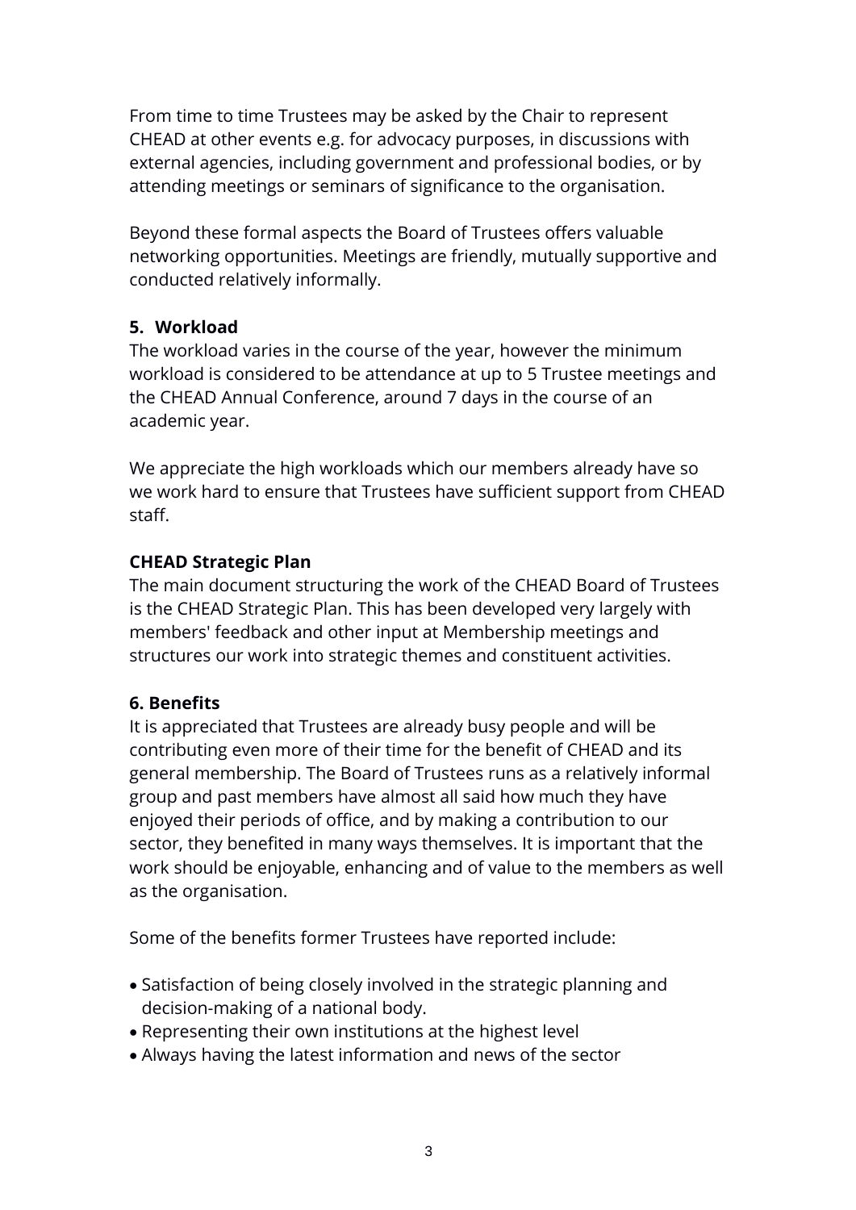From time to time Trustees may be asked by the Chair to represent CHEAD at other events e.g. for advocacy purposes, in discussions with external agencies, including government and professional bodies, or by attending meetings or seminars of significance to the organisation.

Beyond these formal aspects the Board of Trustees offers valuable networking opportunities. Meetings are friendly, mutually supportive and conducted relatively informally.

## 5. Workload

The workload varies in the course of the year, however the minimum workload is considered to be attendance at up to 5 Trustee meetings and the CHEAD Annual Conference, around 7 days in the course of an academic year.

We appreciate the high workloads which our members already have so we work hard to ensure that Trustees have sufficient support from CHEAD staff.

### CHEAD Strategic Plan

The main document structuring the work of the CHEAD Board of Trustees is the CHEAD Strategic Plan. This has been developed very largely with members' feedback and other input at Membership meetings and structures our work into strategic themes and constituent activities.

## 6. Benefits

It is appreciated that Trustees are already busy people and will be contributing even more of their time for the benefit of CHEAD and its general membership. The Board of Trustees runs as a relatively informal group and past members have almost all said how much they have enjoyed their periods of office, and by making a contribution to our sector, they benefited in many ways themselves. It is important that the work should be enjoyable, enhancing and of value to the members as well as the organisation.

Some of the benefits former Trustees have reported include:

- Satisfaction of being closely involved in the strategic planning and decision-making of a national body.
- Representing their own institutions at the highest level
- Always having the latest information and news of the sector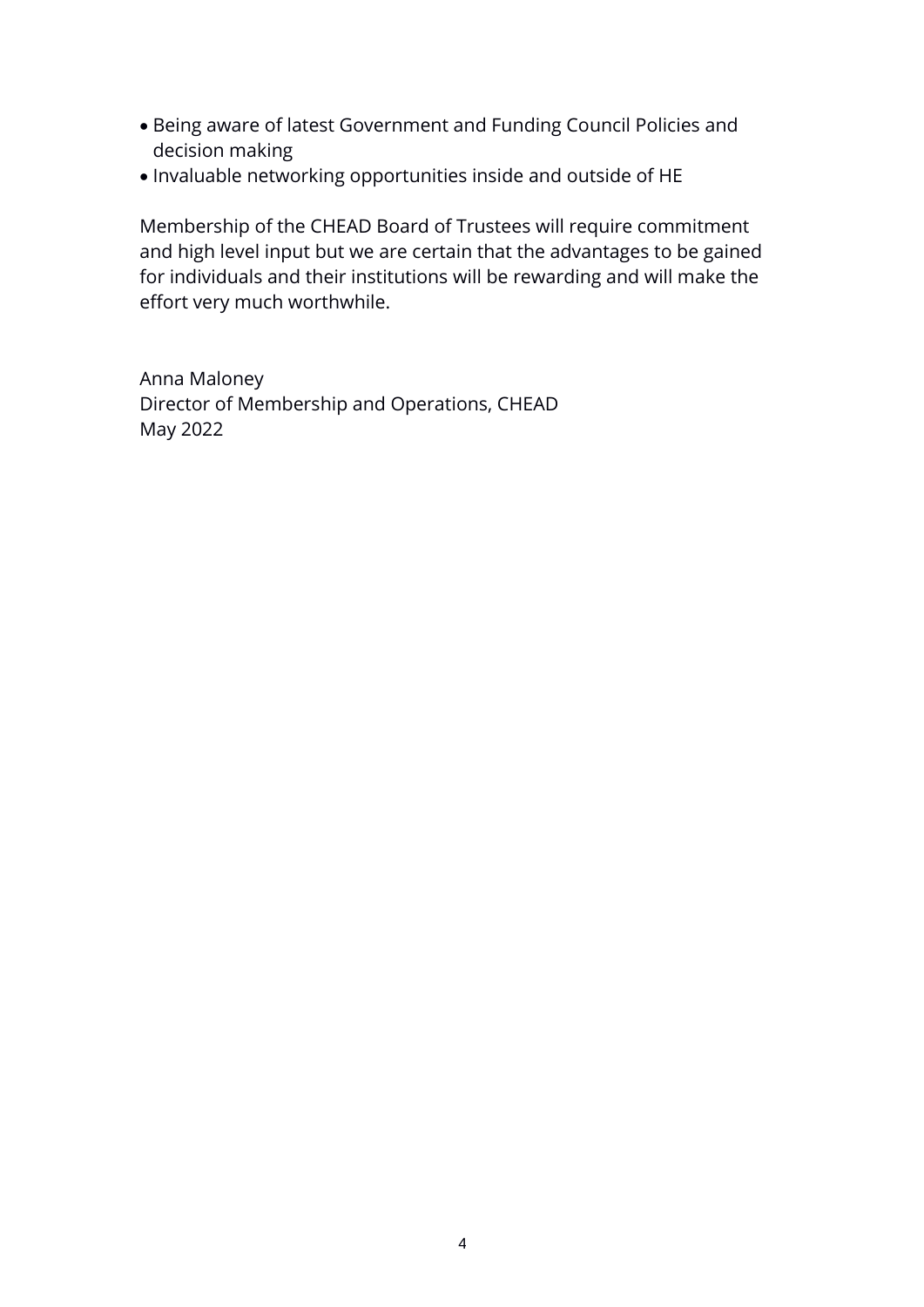- Being aware of latest Government and Funding Council Policies and decision making
- Invaluable networking opportunities inside and outside of HE

Membership of the CHEAD Board of Trustees will require commitment and high level input but we are certain that the advantages to be gained for individuals and their institutions will be rewarding and will make the effort very much worthwhile.

Anna Maloney
Director of Membership and Operations, CHEAD
May 2022